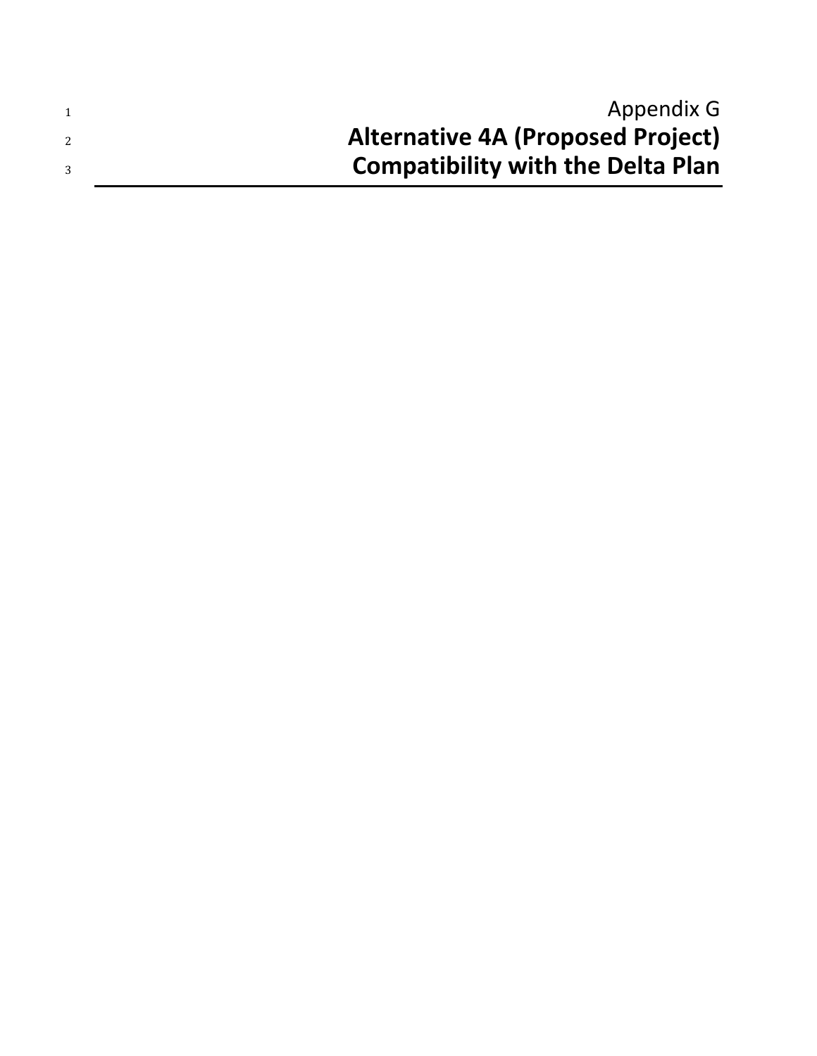Appendix G

# Alternative 4A (Proposed Project) Compatibility with the Delta Plan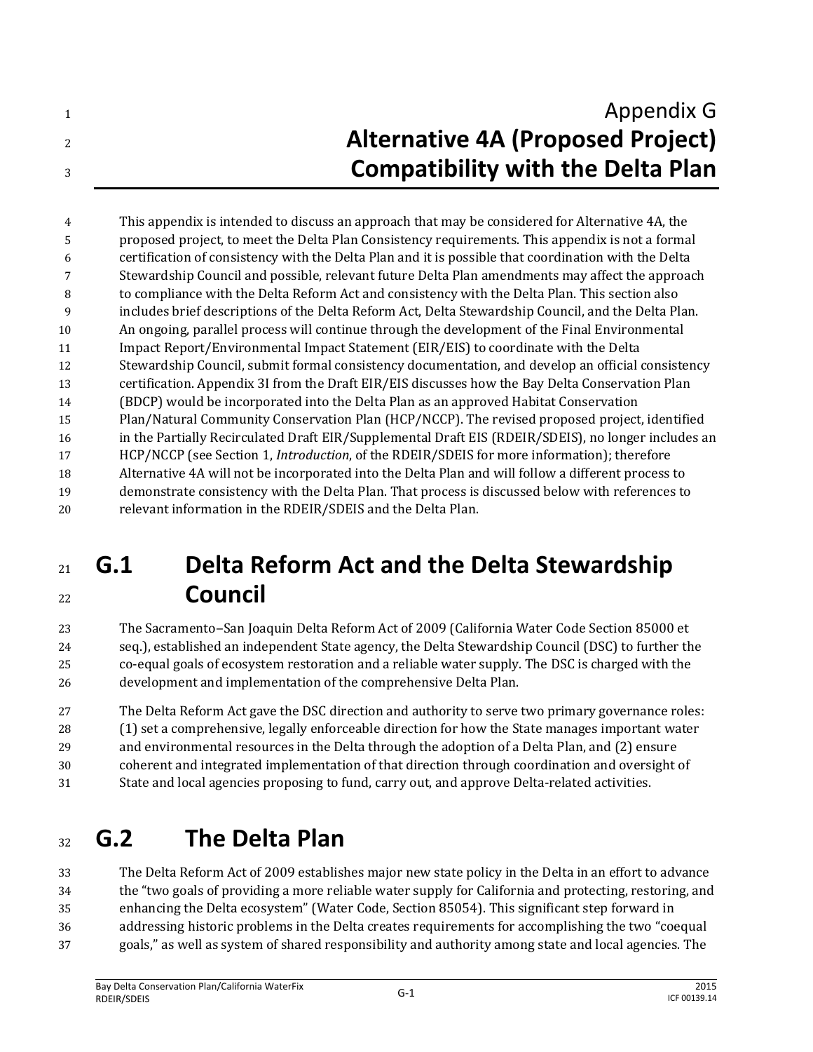# Appendix G
# Alternative 4A (Proposed Project) Compatibility with the Delta Plan

This appendix is intended to discuss an approach that may be considered for Alternative 4A, the proposed project, to meet the Delta Plan Consistency requirements. This appendix is not a formal certification of consistency with the Delta Plan and it is possible that coordination with the Delta Stewardship Council and possible, relevant future Delta Plan amendments may affect the approach to compliance with the Delta Reform Act and consistency with the Delta Plan. This section also includes brief descriptions of the Delta Reform Act, Delta Stewardship Council, and the Delta Plan. An ongoing, parallel process will continue through the development of the Final Environmental Impact Report/Environmental Impact Statement (EIR/EIS) to coordinate with the Delta Stewardship Council, submit formal consistency documentation, and develop an official consistency certification. Appendix 3I from the Draft EIR/EIS discusses how the Bay Delta Conservation Plan (BDCP) would be incorporated into the Delta Plan as an approved Habitat Conservation Plan/Natural Community Conservation Plan (HCP/NCCP). The revised proposed project, identified in the Partially Recirculated Draft EIR/Supplemental Draft EIS (RDEIR/SDEIS), no longer includes an HCP/NCCP (see Section 1, *Introduction*, of the RDEIR/SDEIS for more information); therefore Alternative 4A will not be incorporated into the Delta Plan and will follow a different process to demonstrate consistency with the Delta Plan. That process is discussed below with references to relevant information in the RDEIR/SDEIS and the Delta Plan.

## G.1 Delta Reform Act and the Delta Stewardship Council

The Sacramento–San Joaquin Delta Reform Act of 2009 (California Water Code Section 85000 et seq.), established an independent State agency, the Delta Stewardship Council (DSC) to further the co-equal goals of ecosystem restoration and a reliable water supply. The DSC is charged with the development and implementation of the comprehensive Delta Plan.

The Delta Reform Act gave the DSC direction and authority to serve two primary governance roles: (1) set a comprehensive, legally enforceable direction for how the State manages important water and environmental resources in the Delta through the adoption of a Delta Plan, and (2) ensure coherent and integrated implementation of that direction through coordination and oversight of State and local agencies proposing to fund, carry out, and approve Delta-related activities.

## G.2 The Delta Plan

The Delta Reform Act of 2009 establishes major new state policy in the Delta in an effort to advance the "two goals of providing a more reliable water supply for California and protecting, restoring, and enhancing the Delta ecosystem" (Water Code, Section 85054). This significant step forward in addressing historic problems in the Delta creates requirements for accomplishing the two "coequal goals," as well as system of shared responsibility and authority among state and local agencies. The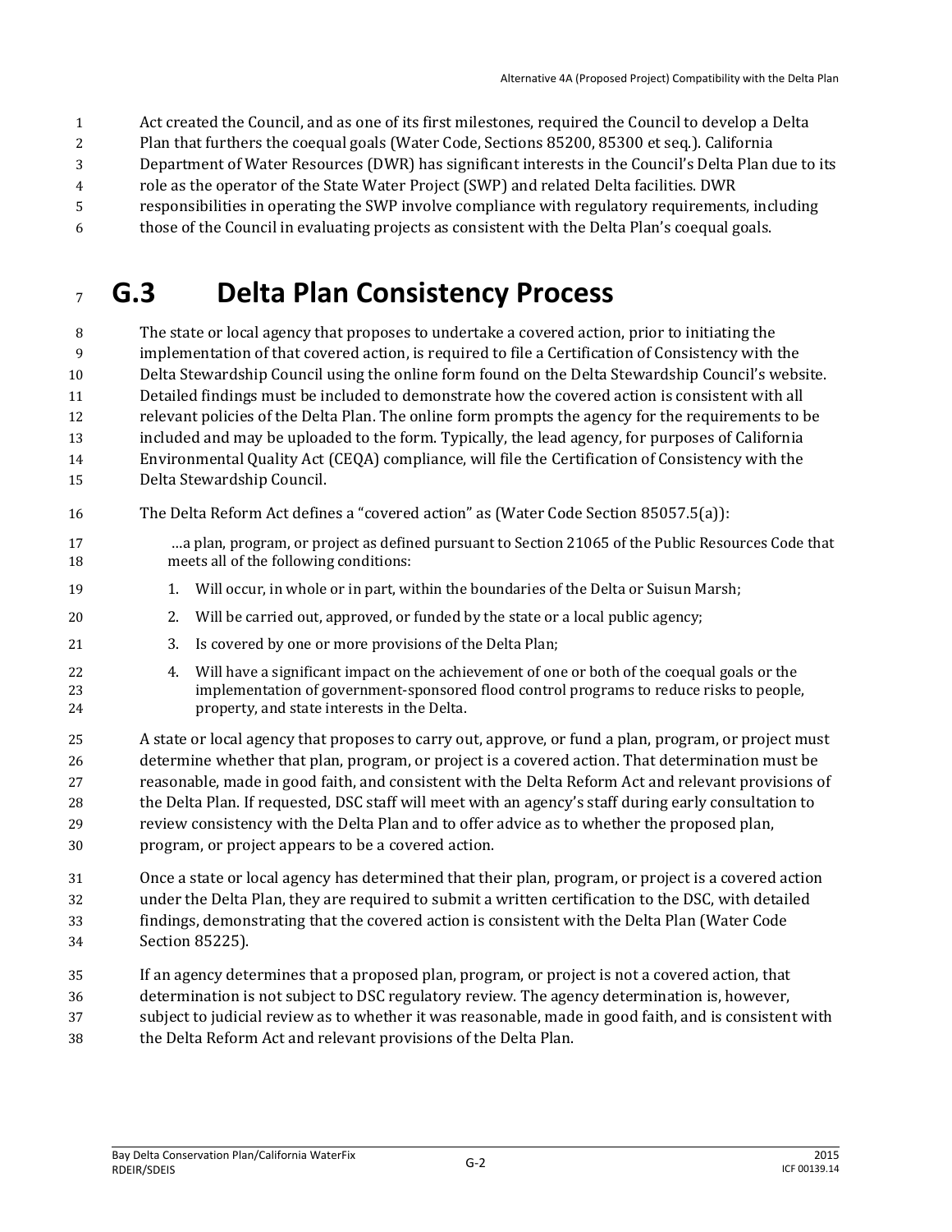Act created the Council, and as one of its first milestones, required the Council to develop a Delta Plan that furthers the coequal goals (Water Code, Sections 85200, 85300 et seq.). California Department of Water Resources (DWR) has significant interests in the Council's Delta Plan due to its role as the operator of the State Water Project (SWP) and related Delta facilities. DWR responsibilities in operating the SWP involve compliance with regulatory requirements, including those of the Council in evaluating projects as consistent with the Delta Plan's coequal goals.

# G.3 Delta Plan Consistency Process

The state or local agency that proposes to undertake a covered action, prior to initiating the implementation of that covered action, is required to file a Certification of Consistency with the Delta Stewardship Council using the online form found on the Delta Stewardship Council's website. Detailed findings must be included to demonstrate how the covered action is consistent with all relevant policies of the Delta Plan. The online form prompts the agency for the requirements to be included and may be uploaded to the form. Typically, the lead agency, for purposes of California Environmental Quality Act (CEQA) compliance, will file the Certification of Consistency with the Delta Stewardship Council.

The Delta Reform Act defines a "covered action" as (Water Code Section 85057.5(a)):

> …a plan, program, or project as defined pursuant to Section 21065 of the Public Resources Code that meets all of the following conditions:
>
> 1. Will occur, in whole or in part, within the boundaries of the Delta or Suisun Marsh;
> 2. Will be carried out, approved, or funded by the state or a local public agency;
> 3. Is covered by one or more provisions of the Delta Plan;
> 4. Will have a significant impact on the achievement of one or both of the coequal goals or the implementation of government-sponsored flood control programs to reduce risks to people, property, and state interests in the Delta.

A state or local agency that proposes to carry out, approve, or fund a plan, program, or project must determine whether that plan, program, or project is a covered action. That determination must be reasonable, made in good faith, and consistent with the Delta Reform Act and relevant provisions of the Delta Plan. If requested, DSC staff will meet with an agency's staff during early consultation to review consistency with the Delta Plan and to offer advice as to whether the proposed plan, program, or project appears to be a covered action.

Once a state or local agency has determined that their plan, program, or project is a covered action under the Delta Plan, they are required to submit a written certification to the DSC, with detailed findings, demonstrating that the covered action is consistent with the Delta Plan (Water Code Section 85225).

If an agency determines that a proposed plan, program, or project is not a covered action, that determination is not subject to DSC regulatory review. The agency determination is, however, subject to judicial review as to whether it was reasonable, made in good faith, and is consistent with the Delta Reform Act and relevant provisions of the Delta Plan.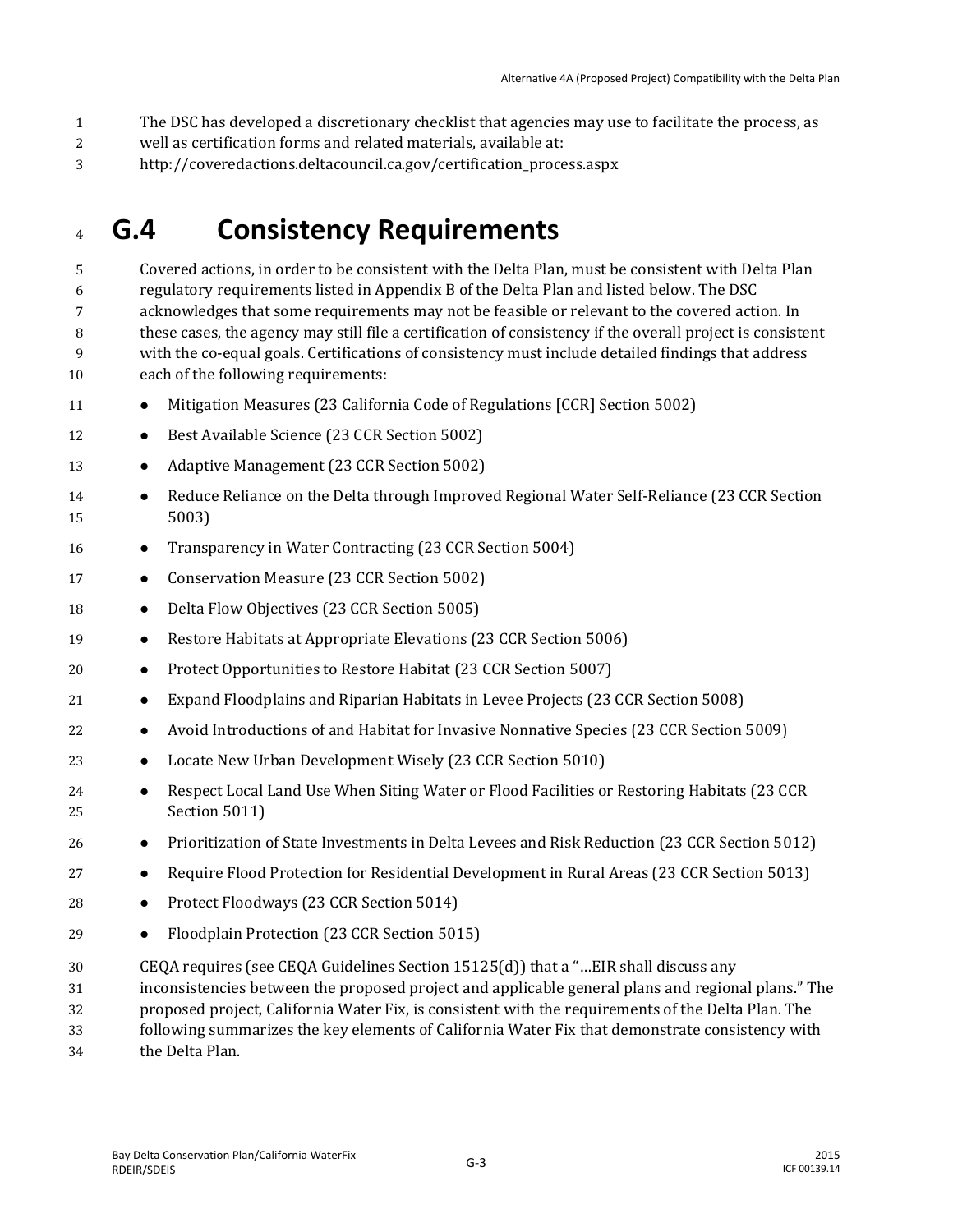The DSC has developed a discretionary checklist that agencies may use to facilitate the process, as well as certification forms and related materials, available at: http://coveredactions.deltacouncil.ca.gov/certification_process.aspx

# G.4 Consistency Requirements

Covered actions, in order to be consistent with the Delta Plan, must be consistent with Delta Plan regulatory requirements listed in Appendix B of the Delta Plan and listed below. The DSC acknowledges that some requirements may not be feasible or relevant to the covered action. In these cases, the agency may still file a certification of consistency if the overall project is consistent with the co-equal goals. Certifications of consistency must include detailed findings that address each of the following requirements:

- Mitigation Measures (23 California Code of Regulations [CCR] Section 5002)
- Best Available Science (23 CCR Section 5002)
- Adaptive Management (23 CCR Section 5002)
- Reduce Reliance on the Delta through Improved Regional Water Self-Reliance (23 CCR Section 5003)
- Transparency in Water Contracting (23 CCR Section 5004)
- Conservation Measure (23 CCR Section 5002)
- Delta Flow Objectives (23 CCR Section 5005)
- Restore Habitats at Appropriate Elevations (23 CCR Section 5006)
- Protect Opportunities to Restore Habitat (23 CCR Section 5007)
- Expand Floodplains and Riparian Habitats in Levee Projects (23 CCR Section 5008)
- Avoid Introductions of and Habitat for Invasive Nonnative Species (23 CCR Section 5009)
- Locate New Urban Development Wisely (23 CCR Section 5010)
- Respect Local Land Use When Siting Water or Flood Facilities or Restoring Habitats (23 CCR Section 5011)
- Prioritization of State Investments in Delta Levees and Risk Reduction (23 CCR Section 5012)
- Require Flood Protection for Residential Development in Rural Areas (23 CCR Section 5013)
- Protect Floodways (23 CCR Section 5014)
- Floodplain Protection (23 CCR Section 5015)

CEQA requires (see CEQA Guidelines Section 15125(d)) that a "…EIR shall discuss any inconsistencies between the proposed project and applicable general plans and regional plans." The proposed project, California Water Fix, is consistent with the requirements of the Delta Plan. The following summarizes the key elements of California Water Fix that demonstrate consistency with the Delta Plan.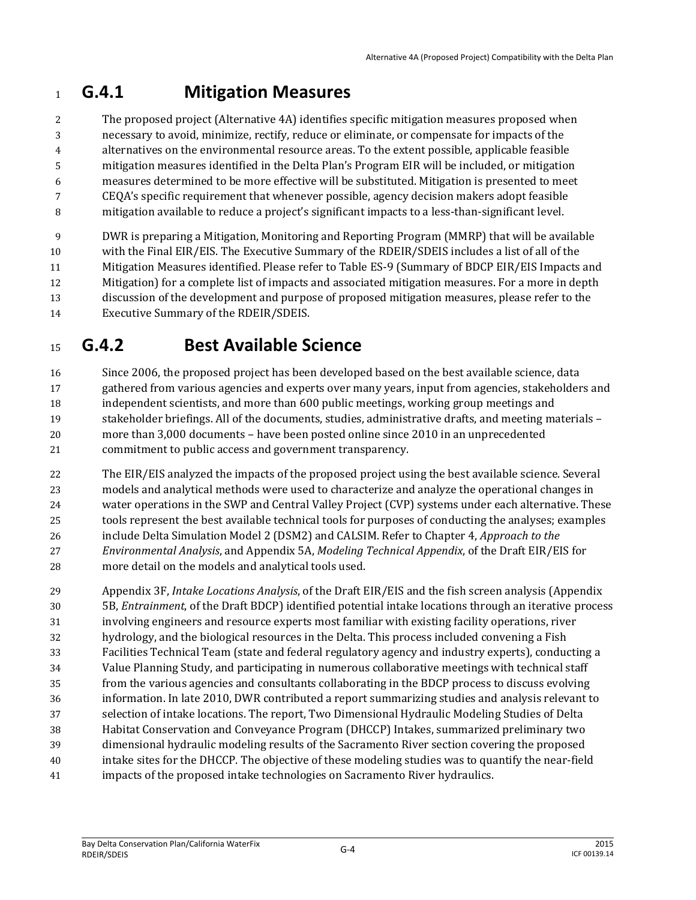## G.4.1 Mitigation Measures

The proposed project (Alternative 4A) identifies specific mitigation measures proposed when necessary to avoid, minimize, rectify, reduce or eliminate, or compensate for impacts of the alternatives on the environmental resource areas. To the extent possible, applicable feasible mitigation measures identified in the Delta Plan's Program EIR will be included, or mitigation measures determined to be more effective will be substituted. Mitigation is presented to meet CEQA's specific requirement that whenever possible, agency decision makers adopt feasible mitigation available to reduce a project's significant impacts to a less-than-significant level.

DWR is preparing a Mitigation, Monitoring and Reporting Program (MMRP) that will be available with the Final EIR/EIS. The Executive Summary of the RDEIR/SDEIS includes a list of all of the Mitigation Measures identified. Please refer to Table ES-9 (Summary of BDCP EIR/EIS Impacts and Mitigation) for a complete list of impacts and associated mitigation measures. For a more in depth discussion of the development and purpose of proposed mitigation measures, please refer to the Executive Summary of the RDEIR/SDEIS.

## G.4.2 Best Available Science

Since 2006, the proposed project has been developed based on the best available science, data gathered from various agencies and experts over many years, input from agencies, stakeholders and independent scientists, and more than 600 public meetings, working group meetings and stakeholder briefings. All of the documents, studies, administrative drafts, and meeting materials – more than 3,000 documents – have been posted online since 2010 in an unprecedented commitment to public access and government transparency.

The EIR/EIS analyzed the impacts of the proposed project using the best available science. Several models and analytical methods were used to characterize and analyze the operational changes in water operations in the SWP and Central Valley Project (CVP) systems under each alternative. These tools represent the best available technical tools for purposes of conducting the analyses; examples include Delta Simulation Model 2 (DSM2) and CALSIM. Refer to Chapter 4, *Approach to the Environmental Analysis*, and Appendix 5A, *Modeling Technical Appendix*, of the Draft EIR/EIS for more detail on the models and analytical tools used.

Appendix 3F, *Intake Locations Analysis*, of the Draft EIR/EIS and the fish screen analysis (Appendix 5B, *Entrainment*, of the Draft BDCP) identified potential intake locations through an iterative process involving engineers and resource experts most familiar with existing facility operations, river hydrology, and the biological resources in the Delta. This process included convening a Fish Facilities Technical Team (state and federal regulatory agency and industry experts), conducting a Value Planning Study, and participating in numerous collaborative meetings with technical staff from the various agencies and consultants collaborating in the BDCP process to discuss evolving information. In late 2010, DWR contributed a report summarizing studies and analysis relevant to selection of intake locations. The report, Two Dimensional Hydraulic Modeling Studies of Delta Habitat Conservation and Conveyance Program (DHCCP) Intakes, summarized preliminary two dimensional hydraulic modeling results of the Sacramento River section covering the proposed intake sites for the DHCCP. The objective of these modeling studies was to quantify the near-field impacts of the proposed intake technologies on Sacramento River hydraulics.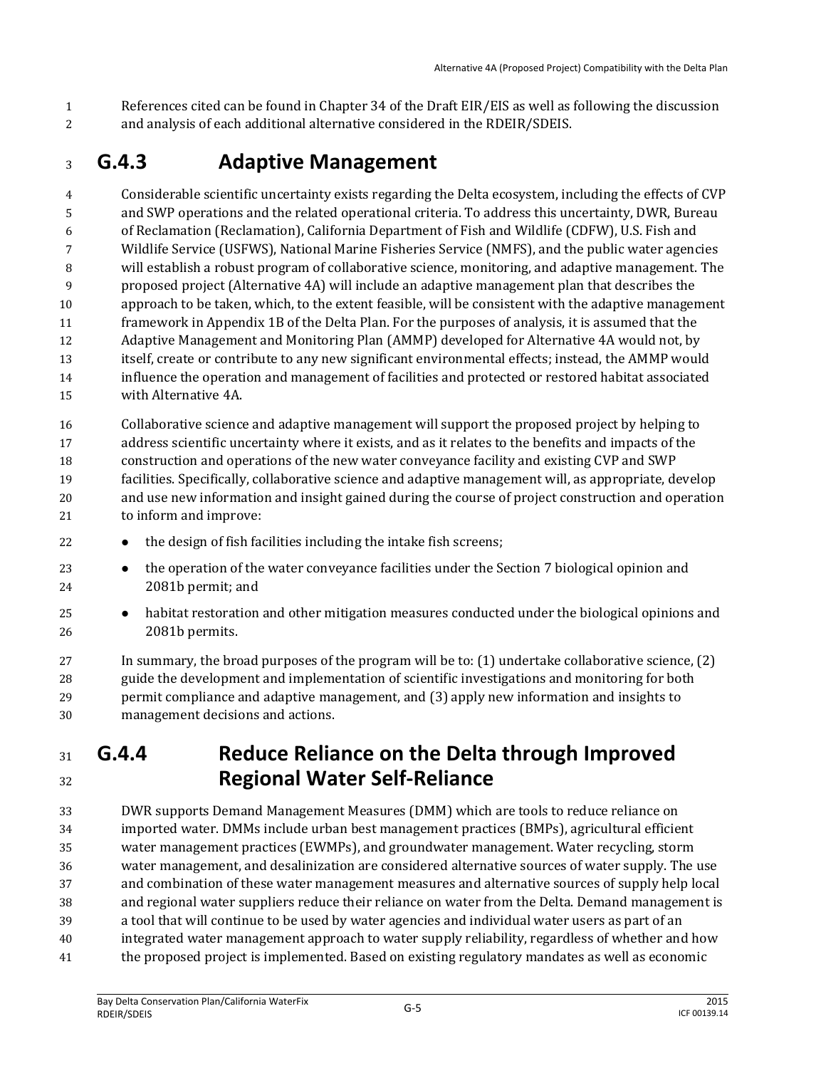References cited can be found in Chapter 34 of the Draft EIR/EIS as well as following the discussion and analysis of each additional alternative considered in the RDEIR/SDEIS.

## G.4.3 Adaptive Management

Considerable scientific uncertainty exists regarding the Delta ecosystem, including the effects of CVP and SWP operations and the related operational criteria. To address this uncertainty, DWR, Bureau of Reclamation (Reclamation), California Department of Fish and Wildlife (CDFW), U.S. Fish and Wildlife Service (USFWS), National Marine Fisheries Service (NMFS), and the public water agencies will establish a robust program of collaborative science, monitoring, and adaptive management. The proposed project (Alternative 4A) will include an adaptive management plan that describes the approach to be taken, which, to the extent feasible, will be consistent with the adaptive management framework in Appendix 1B of the Delta Plan. For the purposes of analysis, it is assumed that the Adaptive Management and Monitoring Plan (AMMP) developed for Alternative 4A would not, by itself, create or contribute to any new significant environmental effects; instead, the AMMP would influence the operation and management of facilities and protected or restored habitat associated with Alternative 4A.

Collaborative science and adaptive management will support the proposed project by helping to address scientific uncertainty where it exists, and as it relates to the benefits and impacts of the construction and operations of the new water conveyance facility and existing CVP and SWP facilities. Specifically, collaborative science and adaptive management will, as appropriate, develop and use new information and insight gained during the course of project construction and operation to inform and improve:

- the design of fish facilities including the intake fish screens;
- the operation of the water conveyance facilities under the Section 7 biological opinion and 2081b permit; and
- habitat restoration and other mitigation measures conducted under the biological opinions and 2081b permits.

In summary, the broad purposes of the program will be to: (1) undertake collaborative science, (2) guide the development and implementation of scientific investigations and monitoring for both permit compliance and adaptive management, and (3) apply new information and insights to management decisions and actions.

## G.4.4 Reduce Reliance on the Delta through Improved Regional Water Self-Reliance

DWR supports Demand Management Measures (DMM) which are tools to reduce reliance on imported water. DMMs include urban best management practices (BMPs), agricultural efficient water management practices (EWMPs), and groundwater management. Water recycling, storm water management, and desalinization are considered alternative sources of water supply. The use and combination of these water management measures and alternative sources of supply help local and regional water suppliers reduce their reliance on water from the Delta. Demand management is a tool that will continue to be used by water agencies and individual water users as part of an integrated water management approach to water supply reliability, regardless of whether and how the proposed project is implemented. Based on existing regulatory mandates as well as economic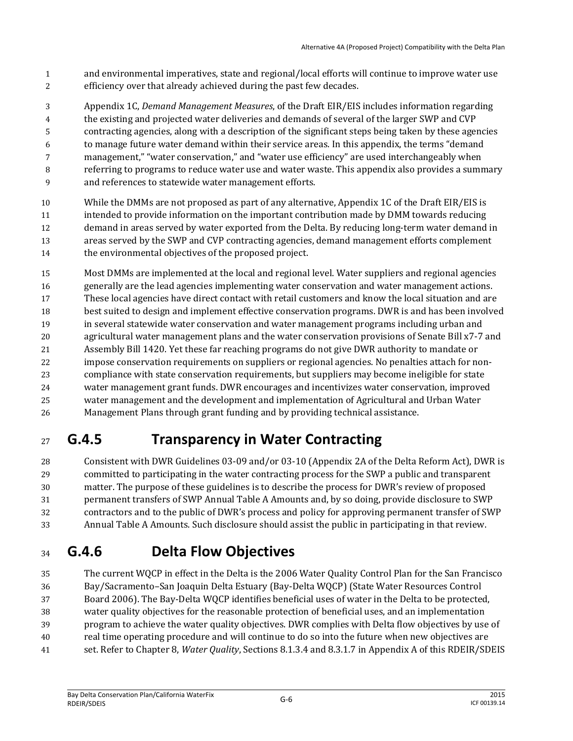and environmental imperatives, state and regional/local efforts will continue to improve water use efficiency over that already achieved during the past few decades.

Appendix 1C, *Demand Management Measures*, of the Draft EIR/EIS includes information regarding the existing and projected water deliveries and demands of several of the larger SWP and CVP contracting agencies, along with a description of the significant steps being taken by these agencies to manage future water demand within their service areas. In this appendix, the terms "demand management," "water conservation," and "water use efficiency" are used interchangeably when referring to programs to reduce water use and water waste. This appendix also provides a summary and references to statewide water management efforts.

While the DMMs are not proposed as part of any alternative, Appendix 1C of the Draft EIR/EIS is intended to provide information on the important contribution made by DMM towards reducing demand in areas served by water exported from the Delta. By reducing long-term water demand in areas served by the SWP and CVP contracting agencies, demand management efforts complement the environmental objectives of the proposed project.

Most DMMs are implemented at the local and regional level. Water suppliers and regional agencies generally are the lead agencies implementing water conservation and water management actions. These local agencies have direct contact with retail customers and know the local situation and are best suited to design and implement effective conservation programs. DWR is and has been involved in several statewide water conservation and water management programs including urban and agricultural water management plans and the water conservation provisions of Senate Bill x7-7 and Assembly Bill 1420. Yet these far reaching programs do not give DWR authority to mandate or impose conservation requirements on suppliers or regional agencies. No penalties attach for non-compliance with state conservation requirements, but suppliers may become ineligible for state water management grant funds. DWR encourages and incentivizes water conservation, improved water management and the development and implementation of Agricultural and Urban Water Management Plans through grant funding and by providing technical assistance.

## G.4.5 Transparency in Water Contracting

Consistent with DWR Guidelines 03-09 and/or 03-10 (Appendix 2A of the Delta Reform Act), DWR is committed to participating in the water contracting process for the SWP a public and transparent matter. The purpose of these guidelines is to describe the process for DWR's review of proposed permanent transfers of SWP Annual Table A Amounts and, by so doing, provide disclosure to SWP contractors and to the public of DWR's process and policy for approving permanent transfer of SWP Annual Table A Amounts. Such disclosure should assist the public in participating in that review.

## G.4.6 Delta Flow Objectives

The current WQCP in effect in the Delta is the 2006 Water Quality Control Plan for the San Francisco Bay/Sacramento–San Joaquin Delta Estuary (Bay-Delta WQCP) (State Water Resources Control Board 2006). The Bay-Delta WQCP identifies beneficial uses of water in the Delta to be protected, water quality objectives for the reasonable protection of beneficial uses, and an implementation program to achieve the water quality objectives. DWR complies with Delta flow objectives by use of real time operating procedure and will continue to do so into the future when new objectives are set. Refer to Chapter 8, *Water Quality*, Sections 8.1.3.4 and 8.3.1.7 in Appendix A of this RDEIR/SDEIS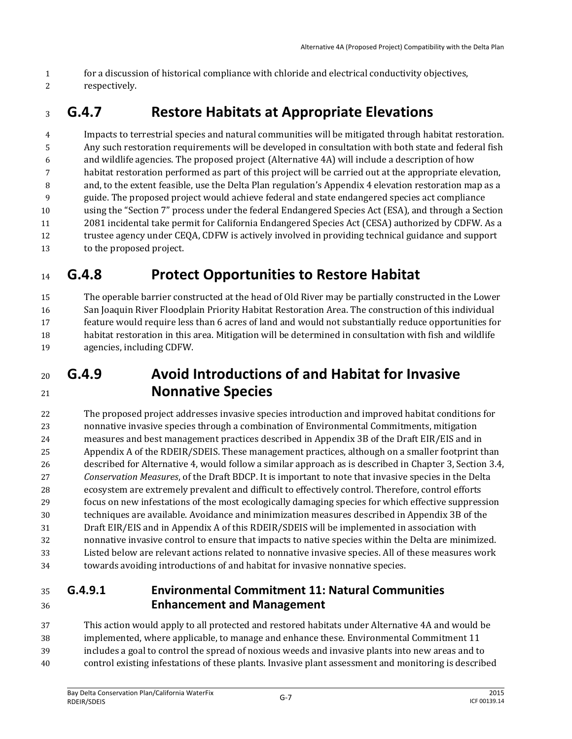for a discussion of historical compliance with chloride and electrical conductivity objectives, respectively.

## G.4.7 Restore Habitats at Appropriate Elevations

Impacts to terrestrial species and natural communities will be mitigated through habitat restoration. Any such restoration requirements will be developed in consultation with both state and federal fish and wildlife agencies. The proposed project (Alternative 4A) will include a description of how habitat restoration performed as part of this project will be carried out at the appropriate elevation, and, to the extent feasible, use the Delta Plan regulation's Appendix 4 elevation restoration map as a guide. The proposed project would achieve federal and state endangered species act compliance using the "Section 7" process under the federal Endangered Species Act (ESA), and through a Section 2081 incidental take permit for California Endangered Species Act (CESA) authorized by CDFW. As a trustee agency under CEQA, CDFW is actively involved in providing technical guidance and support to the proposed project.

## G.4.8 Protect Opportunities to Restore Habitat

The operable barrier constructed at the head of Old River may be partially constructed in the Lower San Joaquin River Floodplain Priority Habitat Restoration Area. The construction of this individual feature would require less than 6 acres of land and would not substantially reduce opportunities for habitat restoration in this area. Mitigation will be determined in consultation with fish and wildlife agencies, including CDFW.

## G.4.9 Avoid Introductions of and Habitat for Invasive Nonnative Species

The proposed project addresses invasive species introduction and improved habitat conditions for nonnative invasive species through a combination of Environmental Commitments, mitigation measures and best management practices described in Appendix 3B of the Draft EIR/EIS and in Appendix A of the RDEIR/SDEIS. These management practices, although on a smaller footprint than described for Alternative 4, would follow a similar approach as is described in Chapter 3, Section 3.4, *Conservation Measures*, of the Draft BDCP. It is important to note that invasive species in the Delta ecosystem are extremely prevalent and difficult to effectively control. Therefore, control efforts focus on new infestations of the most ecologically damaging species for which effective suppression techniques are available. Avoidance and minimization measures described in Appendix 3B of the Draft EIR/EIS and in Appendix A of this RDEIR/SDEIS will be implemented in association with nonnative invasive control to ensure that impacts to native species within the Delta are minimized. Listed below are relevant actions related to nonnative invasive species. All of these measures work towards avoiding introductions of and habitat for invasive nonnative species.

### G.4.9.1 Environmental Commitment 11: Natural Communities Enhancement and Management

This action would apply to all protected and restored habitats under Alternative 4A and would be implemented, where applicable, to manage and enhance these. Environmental Commitment 11 includes a goal to control the spread of noxious weeds and invasive plants into new areas and to control existing infestations of these plants. Invasive plant assessment and monitoring is described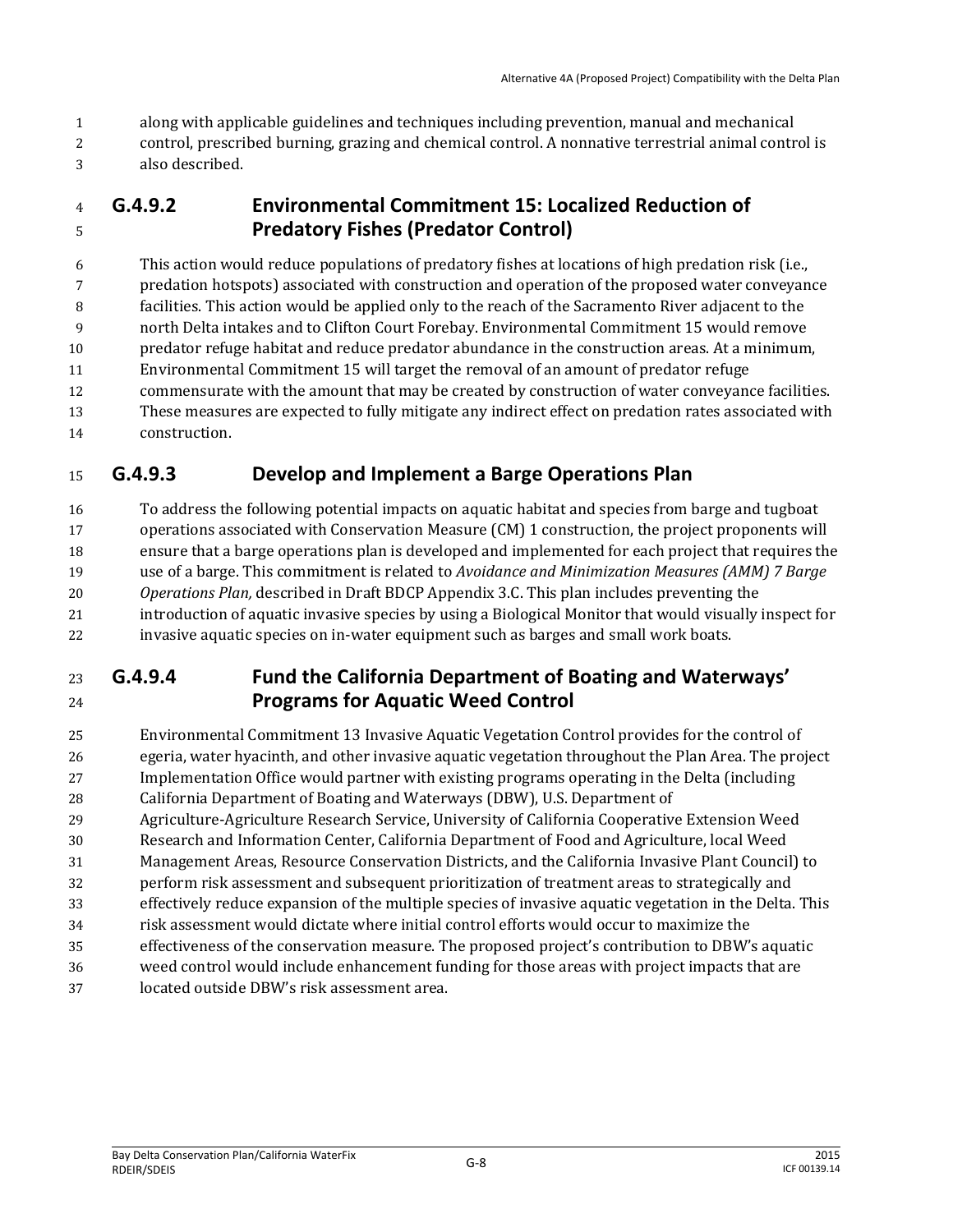along with applicable guidelines and techniques including prevention, manual and mechanical control, prescribed burning, grazing and chemical control. A nonnative terrestrial animal control is also described.

### G.4.9.2 Environmental Commitment 15: Localized Reduction of Predatory Fishes (Predator Control)

This action would reduce populations of predatory fishes at locations of high predation risk (i.e., predation hotspots) associated with construction and operation of the proposed water conveyance facilities. This action would be applied only to the reach of the Sacramento River adjacent to the north Delta intakes and to Clifton Court Forebay. Environmental Commitment 15 would remove predator refuge habitat and reduce predator abundance in the construction areas. At a minimum, Environmental Commitment 15 will target the removal of an amount of predator refuge commensurate with the amount that may be created by construction of water conveyance facilities. These measures are expected to fully mitigate any indirect effect on predation rates associated with construction.

### G.4.9.3 Develop and Implement a Barge Operations Plan

To address the following potential impacts on aquatic habitat and species from barge and tugboat operations associated with Conservation Measure (CM) 1 construction, the project proponents will ensure that a barge operations plan is developed and implemented for each project that requires the use of a barge. This commitment is related to *Avoidance and Minimization Measures (AMM) 7 Barge Operations Plan,* described in Draft BDCP Appendix 3.C. This plan includes preventing the introduction of aquatic invasive species by using a Biological Monitor that would visually inspect for invasive aquatic species on in-water equipment such as barges and small work boats.

### G.4.9.4 Fund the California Department of Boating and Waterways' Programs for Aquatic Weed Control

Environmental Commitment 13 Invasive Aquatic Vegetation Control provides for the control of egeria, water hyacinth, and other invasive aquatic vegetation throughout the Plan Area. The project Implementation Office would partner with existing programs operating in the Delta (including California Department of Boating and Waterways (DBW), U.S. Department of Agriculture-Agriculture Research Service, University of California Cooperative Extension Weed Research and Information Center, California Department of Food and Agriculture, local Weed Management Areas, Resource Conservation Districts, and the California Invasive Plant Council) to perform risk assessment and subsequent prioritization of treatment areas to strategically and effectively reduce expansion of the multiple species of invasive aquatic vegetation in the Delta. This risk assessment would dictate where initial control efforts would occur to maximize the effectiveness of the conservation measure. The proposed project's contribution to DBW's aquatic weed control would include enhancement funding for those areas with project impacts that are located outside DBW's risk assessment area.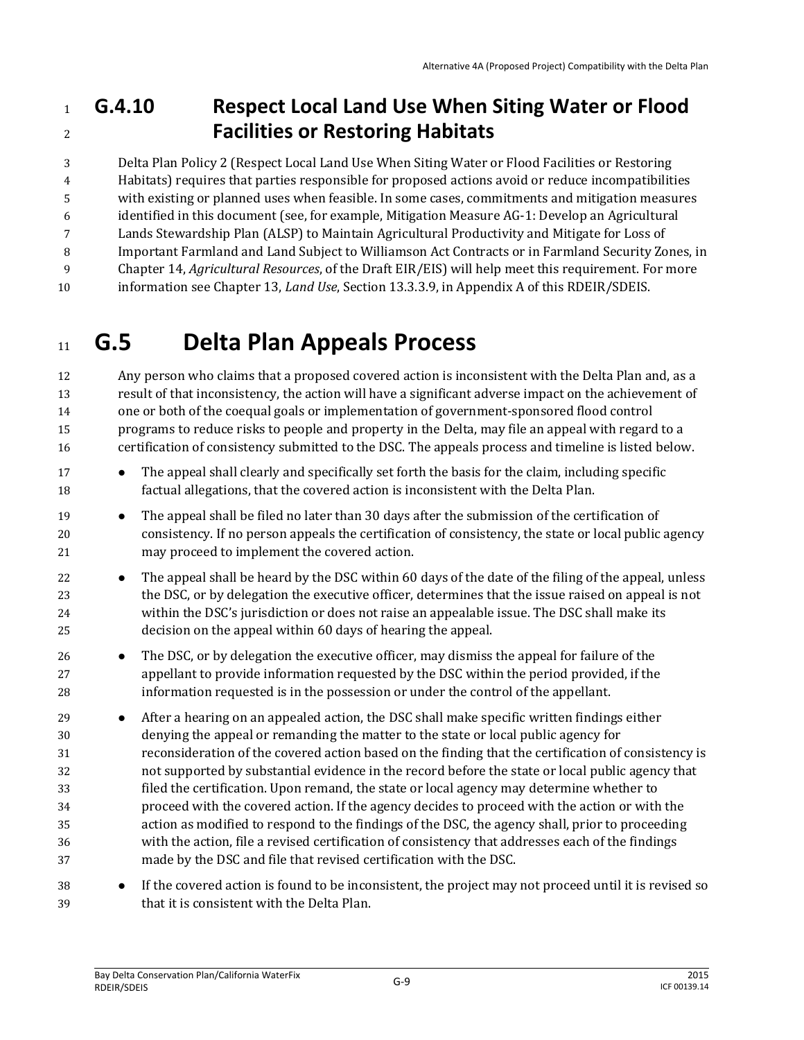### G.4.10 Respect Local Land Use When Siting Water or Flood Facilities or Restoring Habitats

Delta Plan Policy 2 (Respect Local Land Use When Siting Water or Flood Facilities or Restoring Habitats) requires that parties responsible for proposed actions avoid or reduce incompatibilities with existing or planned uses when feasible. In some cases, commitments and mitigation measures identified in this document (see, for example, Mitigation Measure AG-1: Develop an Agricultural Lands Stewardship Plan (ALSP) to Maintain Agricultural Productivity and Mitigate for Loss of Important Farmland and Land Subject to Williamson Act Contracts or in Farmland Security Zones, in Chapter 14, *Agricultural Resources*, of the Draft EIR/EIS) will help meet this requirement. For more information see Chapter 13, *Land Use*, Section 13.3.3.9, in Appendix A of this RDEIR/SDEIS.

## G.5 Delta Plan Appeals Process

Any person who claims that a proposed covered action is inconsistent with the Delta Plan and, as a result of that inconsistency, the action will have a significant adverse impact on the achievement of one or both of the coequal goals or implementation of government-sponsored flood control programs to reduce risks to people and property in the Delta, may file an appeal with regard to a certification of consistency submitted to the DSC. The appeals process and timeline is listed below.

- The appeal shall clearly and specifically set forth the basis for the claim, including specific factual allegations, that the covered action is inconsistent with the Delta Plan.
- The appeal shall be filed no later than 30 days after the submission of the certification of consistency. If no person appeals the certification of consistency, the state or local public agency may proceed to implement the covered action.
- The appeal shall be heard by the DSC within 60 days of the date of the filing of the appeal, unless the DSC, or by delegation the executive officer, determines that the issue raised on appeal is not within the DSC's jurisdiction or does not raise an appealable issue. The DSC shall make its decision on the appeal within 60 days of hearing the appeal.
- The DSC, or by delegation the executive officer, may dismiss the appeal for failure of the appellant to provide information requested by the DSC within the period provided, if the information requested is in the possession or under the control of the appellant.
- After a hearing on an appealed action, the DSC shall make specific written findings either denying the appeal or remanding the matter to the state or local public agency for reconsideration of the covered action based on the finding that the certification of consistency is not supported by substantial evidence in the record before the state or local public agency that filed the certification. Upon remand, the state or local agency may determine whether to proceed with the covered action. If the agency decides to proceed with the action or with the action as modified to respond to the findings of the DSC, the agency shall, prior to proceeding with the action, file a revised certification of consistency that addresses each of the findings made by the DSC and file that revised certification with the DSC.
- If the covered action is found to be inconsistent, the project may not proceed until it is revised so that it is consistent with the Delta Plan.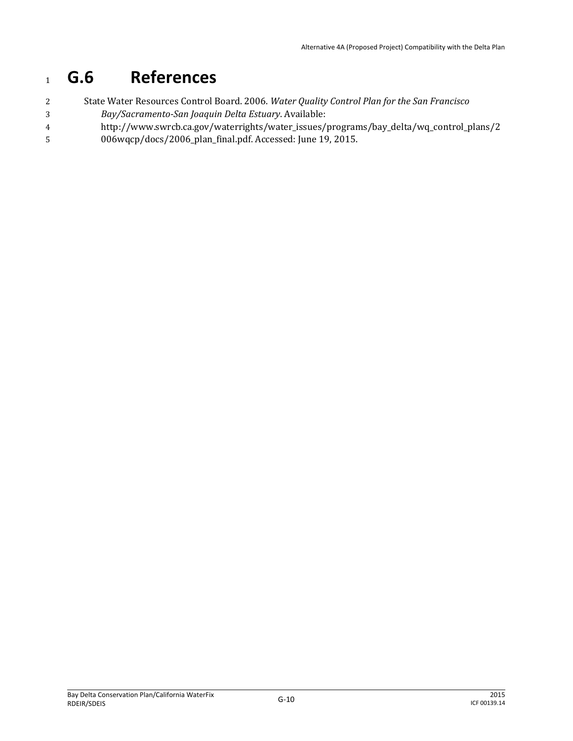# G.6 References

State Water Resources Control Board. 2006. *Water Quality Control Plan for the San Francisco Bay/Sacramento-San Joaquin Delta Estuary*. Available: http://www.swrcb.ca.gov/waterrights/water_issues/programs/bay_delta/wq_control_plans/2006wqcp/docs/2006_plan_final.pdf. Accessed: June 19, 2015.